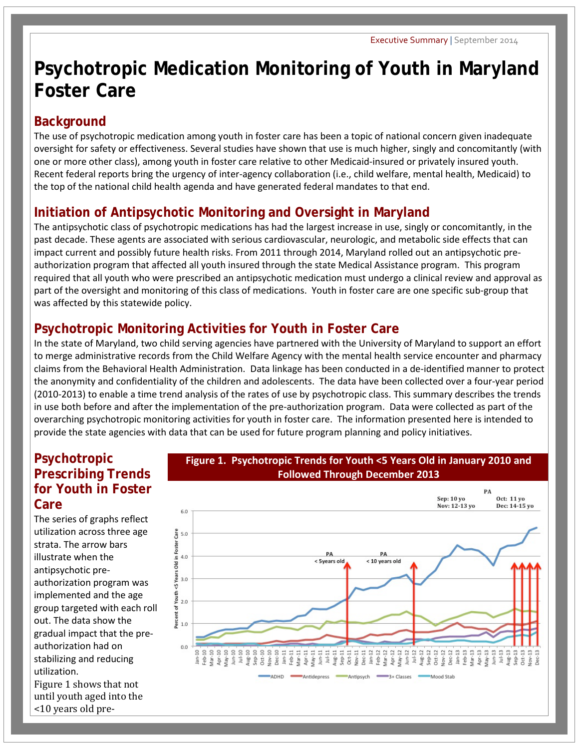Executive Summary | September 2014

# Psychotropic Medication Monitoring of Youth in Maryland Foster Care

## Background

The use of psychotropic medication among youth in foster care has been a topic of national concern given inadequate oversight for safety or effectiveness. Several studies have shown that use is much higher, singly and concomitantly (with one or more other class), among youth in foster care relative to other Medicaid-insured or privately insured youth. Recent federal reports bring the urgency of inter-agency collaboration (i.e., child welfare, mental health, Medicaid) to the top of the national child health agenda and have generated federal mandates to that end.

## Initiation of Antipsychotic Monitoring and Oversight in Maryland

The antipsychotic class of psychotropic medications has had the largest increase in use, singly or concomitantly, in the past decade. These agents are associated with serious cardiovascular, neurologic, and metabolic side effects that can impact current and possibly future health risks. From 2011 through 2014, Maryland rolled out an antipsychotic pre-authorization program that affected all youth insured through the state Medical Assistance program. This program required that all youth who were prescribed an antipsychotic medication must undergo a clinical review and approval as part of the oversight and monitoring of this class of medications. Youth in foster care are one specific sub-group that was affected by this statewide policy.

## Psychotropic Monitoring Activities for Youth in Foster Care

In the state of Maryland, two child serving agencies have partnered with the University of Maryland to support an effort to merge administrative records from the Child Welfare Agency with the mental health service encounter and pharmacy claims from the Behavioral Health Administration. Data linkage has been conducted in a de-identified manner to protect the anonymity and confidentiality of the children and adolescents. The data have been collected over a four-year period (2010-2013) to enable a time trend analysis of the rates of use by psychotropic class. This summary describes the trends in use both before and after the implementation of the pre-authorization program. Data were collected as part of the overarching psychotropic monitoring activities for youth in foster care. The information presented here is intended to provide the state agencies with data that can be used for future program planning and policy initiatives.

## Psychotropic Prescribing Trends for Youth in Foster Care

The series of graphs reflect utilization across three age strata. The arrow bars illustrate when the antipsychotic pre-authorization program was implemented and the age group targeted with each roll out. The data show the gradual impact that the pre-authorization had on stabilizing and reducing utilization.

Figure 1 shows that not until youth aged into the <10 years old pre-

**Figure 1. Psychotropic Trends for Youth <5 Years Old in January 2010 and Followed Through December 2013**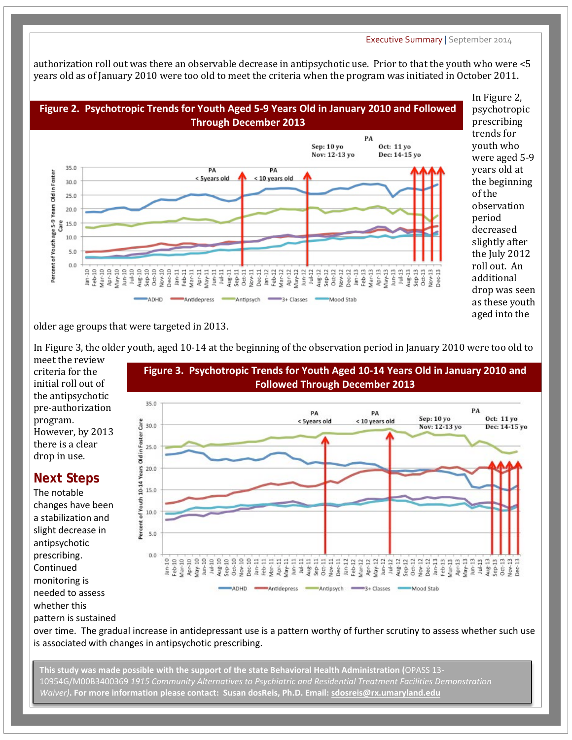authorization roll out was there an observable decrease in antipsychotic use. Prior to that the youth who were <5 years old as of January 2010 were too old to meet the criteria when the program was initiated in October 2011.

**Figure 2. Psychotropic Trends for Youth Aged 5-9 Years Old in January 2010 and Followed Through December 2013**

PA
< 5years old

PA
< 10 years old

PA
Sep: 10 yo
Nov: 12-13 yo
Oct: 11 yo
Dec: 14-15 yo

Percent of Youth age 5-9 Years Old in Foster Care

35.0
30.0
25.0
20.0
15.0
10.0
5.0
0.0

Jan-10 Feb-10 Mar-10 Apr-10 May-10 Jun-10 Jul-10 Aug-10 Sep-10 Oct-10 Nov-10 Dec-10 Jan-11 Feb-11 Mar-11 Apr-11 May-11 Jun-11 Jul-11 Aug-11 Sep-11 Oct-11 Nov-11 Dec-11 Jan-12 Feb-12 Mar-12 Apr-12 May-12 Jun-12 Jul-12 Aug-12 Sep-12 Oct-12 Nov-12 Dec-12 Jan-13 Feb-13 Mar-13 Apr-13 May-13 Jun-13 Jul-13 Aug-13 Sep-13 Oct-13 Nov-13 Dec-13

ADHD Antidepress Antipsych 3+ Classes Mood Stab

In Figure 2, psychotropic prescribing trends for youth who were aged 5-9 years old at the beginning of the observation period decreased slightly after the July 2012 roll out. An additional drop was seen as these youth aged into the older age groups that were targeted in 2013.

In Figure 3, the older youth, aged 10-14 at the beginning of the observation period in January 2010 were too old to meet the review criteria for the initial roll out of the antipsychotic pre-authorization program. However, by 2013 there is a clear drop in use.

**Figure 3. Psychotropic Trends for Youth Aged 10-14 Years Old in January 2010 and Followed Through December 2013**

PA
< 5years old

PA
< 10 years old

Sep: 10 yo
Nov: 12-13 yo

PA
Oct: 11 yo
Dec: 14-15 yo

Percent of Youth 10-14 Years Old in Foster Care

35.0
30.0
25.0
20.0
15.0
10.0
5.0
0.0

Jan-10 Feb-10 Mar-10 Apr-10 May-10 Jun-10 Jul-10 Aug-10 Sep-10 Oct-10 Nov-10 Dec-10 Jan-11 Feb-11 Mar-11 Apr-11 May-11 Jun-11 Jul-11 Aug-11 Sep-11 Oct-11 Nov-11 Dec-11 Jan-12 Feb-12 Mar-12 Apr-12 May-12 Jun-12 Jul-12 Aug-12 Sep-12 Oct-12 Nov-12 Dec-12 Jan-13 Feb-13 Mar-13 Apr-13 May-13 Jun-13 Jul-13 Aug-13 Sep-13 Oct-13 Nov-13 Dec-13

ADHD Antidepress Antipsych 3+ Classes Mood Stab

## Next Steps

The notable changes have been a stabilization and slight decrease in antipsychotic prescribing. Continued monitoring is needed to assess whether this pattern is sustained over time. The gradual increase in antidepressant use is a pattern worthy of further scrutiny to assess whether such use is associated with changes in antipsychotic prescribing.

**This study was made possible with the support of the state Behavioral Health Administration (**OPASS 13-10954G/M00B3400369 *1915 Community Alternatives to Psychiatric and Residential Treatment Facilities Demonstration Waiver)*. **For more information please contact: Susan dosReis, Ph.D. Email: sdosreis@rx.umaryland.edu**